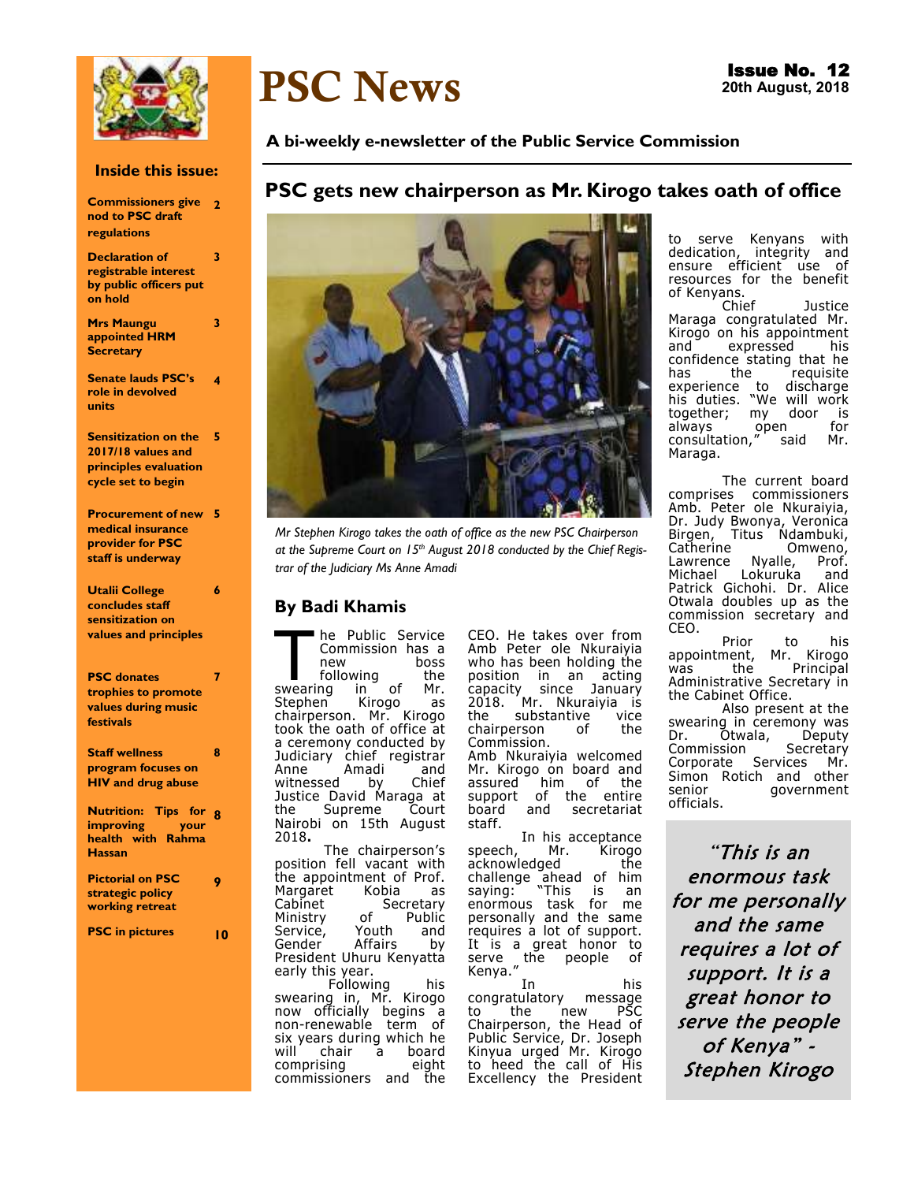# PSC News

**Issue No. 12**
**20th August, 2018**

**A bi-weekly e-newsletter of the Public Service Commission**

## Inside this issue:

| | |
|---|---|
| **Commissioners give nod to PSC draft regulations** | 2 |
| **Declaration of registrable interest by public officers put on hold** | 3 |
| **Mrs Maungu appointed HRM Secretary** | 3 |
| **Senate lauds PSC's role in devolved units** | 4 |
| **Sensitization on the 2017/18 values and principles evaluation cycle set to begin** | 5 |
| **Procurement of new medical insurance provider for PSC staff is underway** | 5 |
| **Utalii College concludes staff sensitization on values and principles** | 6 |
| **PSC donates trophies to promote values during music festivals** | 7 |
| **Staff wellness program focuses on HIV and drug abuse** | 8 |
| **Nutrition: Tips for improving your health with Rahma Hassan** | 8 |
| **Pictorial on PSC strategic policy working retreat** | 9 |
| **PSC in pictures** | 10 |

## PSC gets new chairperson as Mr. Kirogo takes oath of office

*Mr Stephen Kirogo takes the oath of office as the new PSC Chairperson at the Supreme Court on 15th August 2018 conducted by the Chief Registrar of the Judiciary Ms Anne Amadi*

### By Badi Khamis

The Public Service Commission has a new boss following the swearing in of Mr. Stephen Kirogo as chairperson. Mr. Kirogo took the oath of office at a ceremony conducted by Judiciary chief registrar Anne Amadi and witnessed by Chief Justice David Maraga at the Supreme Court Nairobi on 15th August 2018.

The chairperson's position fell vacant with the appointment of Prof. Margaret Kobia as Cabinet Secretary Ministry of Public Service, Youth and Gender Affairs by President Uhuru Kenyatta early this year.

Following his swearing in, Mr. Kirogo now officially begins a non-renewable term of six years during which he will chair a board comprising eight commissioners and the CEO. He takes over from Amb Peter ole Nkuraiyia who has been holding the position in an acting capacity since January 2018. Mr. Nkuraiyia is the substantive vice chairperson of the Commission.

Amb Nkuraiyia welcomed Mr. Kirogo on board and assured him of the support of the entire board and secretariat staff.

In his acceptance speech, Mr. Kirogo acknowledged the challenge ahead of him saying: "This is an enormous task for me personally and the same requires a lot of support. It is a great honor to serve the people of Kenya."

In his congratulatory message to the new PSC Chairperson, the Head of Public Service, Dr. Joseph Kinyua urged Mr. Kirogo to heed the call of His Excellency the President to serve Kenyans with dedication, integrity and ensure efficient use of resources for the benefit of Kenyans.

Chief Justice Maraga congratulated Mr. Kirogo on his appointment and expressed his confidence stating that he has the requisite experience to discharge his duties. "We will work together; my door is always open for consultation," said Mr. Maraga.

The current board comprises commissioners Amb. Peter ole Nkuraiyia, Dr. Judy Bwonya, Veronica Birgen, Titus Ndambuki, Catherine Omweno, Lawrence Nyalle, Prof. Michael Lokuruka and Patrick Gichohi. Dr. Alice Otwala doubles up as the commission secretary and CEO.

Prior to his appointment, Mr. Kirogo was the Principal Administrative Secretary in the Cabinet Office.

Also present at the swearing in ceremony was Dr. Otwala, Deputy Commission Secretary Corporate Services Mr. Simon Rotich and other senior government officials.

> *"This is an enormous task for me personally and the same requires a lot of support. It is a great honor to serve the people of Kenya" - Stephen Kirogo*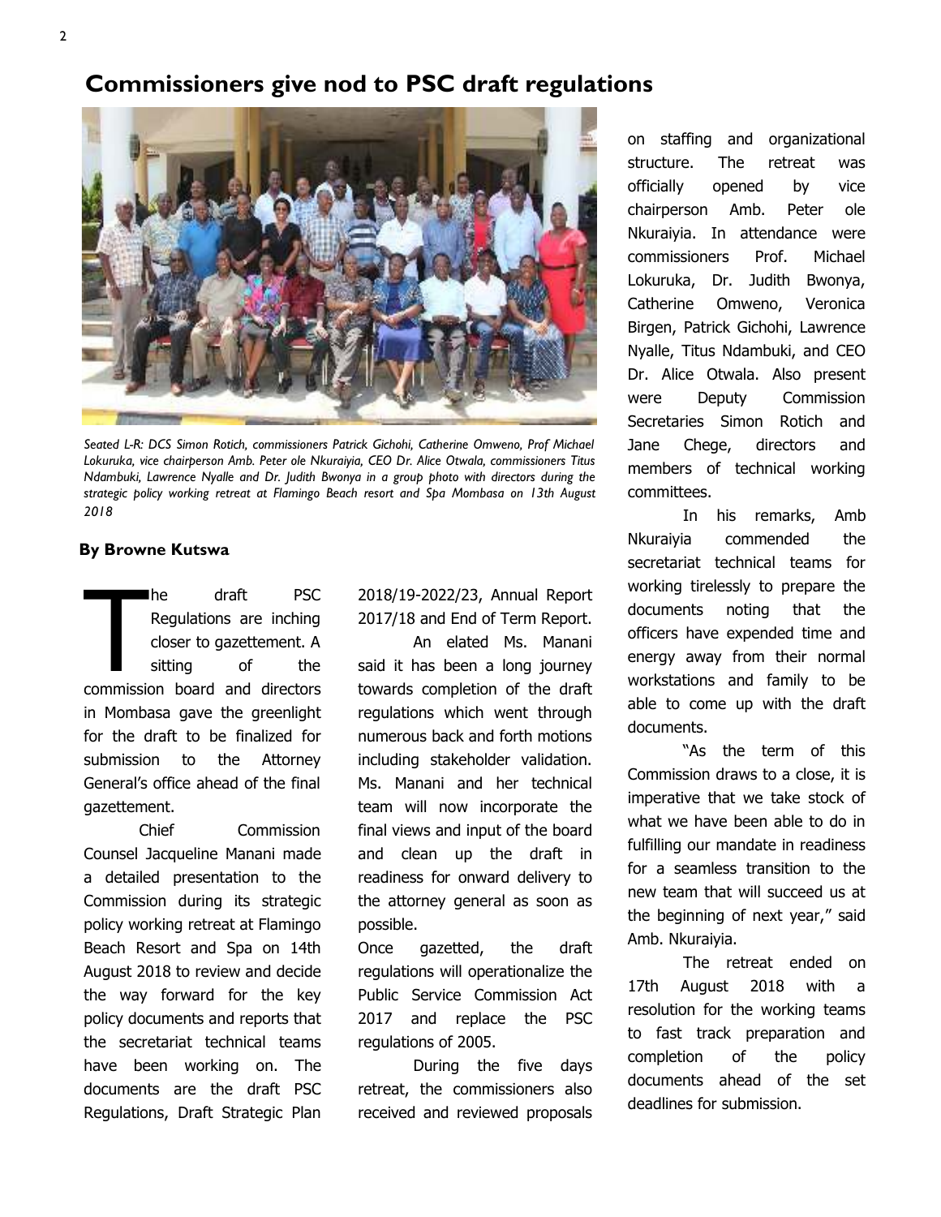# Commissioners give nod to PSC draft regulations

*Seated L-R: DCS Simon Rotich, commissioners Patrick Gichohi, Catherine Omweno, Prof Michael Lokuruka, vice chairperson Amb. Peter ole Nkuraiyia, CEO Dr. Alice Otwala, commissioners Titus Ndambuki, Lawrence Nyalle and Dr. Judith Bwonya in a group photo with directors during the strategic policy working retreat at Flamingo Beach resort and Spa Mombasa on 13th August 2018*

**By Browne Kutswa**

The draft PSC Regulations are inching closer to gazettement. A sitting of the commission board and directors in Mombasa gave the greenlight for the draft to be finalized for submission to the Attorney General's office ahead of the final gazettement.

Chief Commission Counsel Jacqueline Manani made a detailed presentation to the Commission during its strategic policy working retreat at Flamingo Beach Resort and Spa on 14th August 2018 to review and decide the way forward for the key policy documents and reports that the secretariat technical teams have been working on. The documents are the draft PSC Regulations, Draft Strategic Plan 2018/19-2022/23, Annual Report 2017/18 and End of Term Report.

An elated Ms. Manani said it has been a long journey towards completion of the draft regulations which went through numerous back and forth motions including stakeholder validation. Ms. Manani and her technical team will now incorporate the final views and input of the board and clean up the draft in readiness for onward delivery to the attorney general as soon as possible.

Once gazetted, the draft regulations will operationalize the Public Service Commission Act 2017 and replace the PSC regulations of 2005.

During the five days retreat, the commissioners also received and reviewed proposals on staffing and organizational structure. The retreat was officially opened by vice chairperson Amb. Peter ole Nkuraiyia. In attendance were commissioners Prof. Michael Lokuruka, Dr. Judith Bwonya, Catherine Omweno, Veronica Birgen, Patrick Gichohi, Lawrence Nyalle, Titus Ndambuki, and CEO Dr. Alice Otwala. Also present were Deputy Commission Secretaries Simon Rotich and Jane Chege, directors and members of technical working committees.

In his remarks, Amb Nkuraiyia commended the secretariat technical teams for working tirelessly to prepare the documents noting that the officers have expended time and energy away from their normal workstations and family to be able to come up with the draft documents.

"As the term of this Commission draws to a close, it is imperative that we take stock of what we have been able to do in fulfilling our mandate in readiness for a seamless transition to the new team that will succeed us at the beginning of next year," said Amb. Nkuraiyia.

The retreat ended on 17th August 2018 with a resolution for the working teams to fast track preparation and completion of the policy documents ahead of the set deadlines for submission.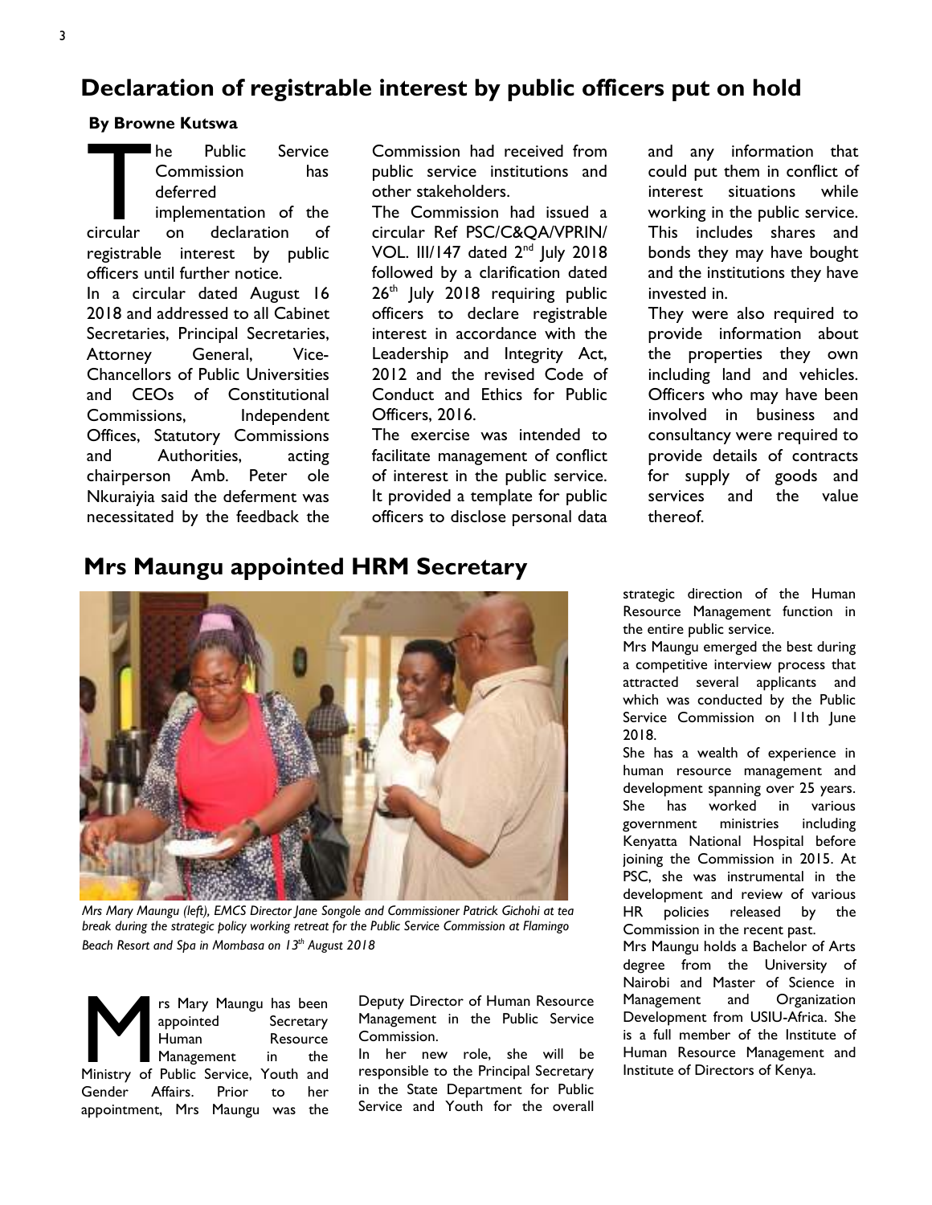## Declaration of registrable interest by public officers put on hold

**By Browne Kutswa**

The Public Service Commission has deferred implementation of the circular on declaration of registrable interest by public officers until further notice.

In a circular dated August 16 2018 and addressed to all Cabinet Secretaries, Principal Secretaries, Attorney General, Vice-Chancellors of Public Universities and CEOs of Constitutional Commissions, Independent Offices, Statutory Commissions and Authorities, acting chairperson Amb. Peter ole Nkuraiyia said the deferment was necessitated by the feedback the Commission had received from public service institutions and other stakeholders.

The Commission had issued a circular Ref PSC/C&QA/VPRIN/VOL. III/147 dated 2nd July 2018 followed by a clarification dated 26th July 2018 requiring public officers to declare registrable interest in accordance with the Leadership and Integrity Act, 2012 and the revised Code of Conduct and Ethics for Public Officers, 2016.

The exercise was intended to facilitate management of conflict of interest in the public service. It provided a template for public officers to disclose personal data and any information that could put them in conflict of interest situations while working in the public service. This includes shares and bonds they may have bought and the institutions they have invested in.

They were also required to provide information about the properties they own including land and vehicles. Officers who may have been involved in business and consultancy were required to provide details of contracts for supply of goods and services and the value thereof.

## Mrs Maungu appointed HRM Secretary

*Mrs Mary Maungu (left), EMCS Director Jane Songole and Commissioner Patrick Gichohi at tea break during the strategic policy working retreat for the Public Service Commission at Flamingo Beach Resort and Spa in Mombasa on 13th August 2018*

Mrs Mary Maungu has been appointed Secretary Human Resource Management in the Ministry of Public Service, Youth and Gender Affairs. Prior to her appointment, Mrs Maungu was the Deputy Director of Human Resource Management in the Public Service Commission.

In her new role, she will be responsible to the Principal Secretary in the State Department for Public Service and Youth for the overall strategic direction of the Human Resource Management function in the entire public service.

Mrs Maungu emerged the best during a competitive interview process that attracted several applicants and which was conducted by the Public Service Commission on 11th June 2018.

She has a wealth of experience in human resource management and development spanning over 25 years. She has worked in various government ministries including Kenyatta National Hospital before joining the Commission in 2015. At PSC, she was instrumental in the development and review of various HR policies released by the Commission in the recent past.

Mrs Maungu holds a Bachelor of Arts degree from the University of Nairobi and Master of Science in Management and Organization Development from USIU-Africa. She is a full member of the Institute of Human Resource Management and Institute of Directors of Kenya.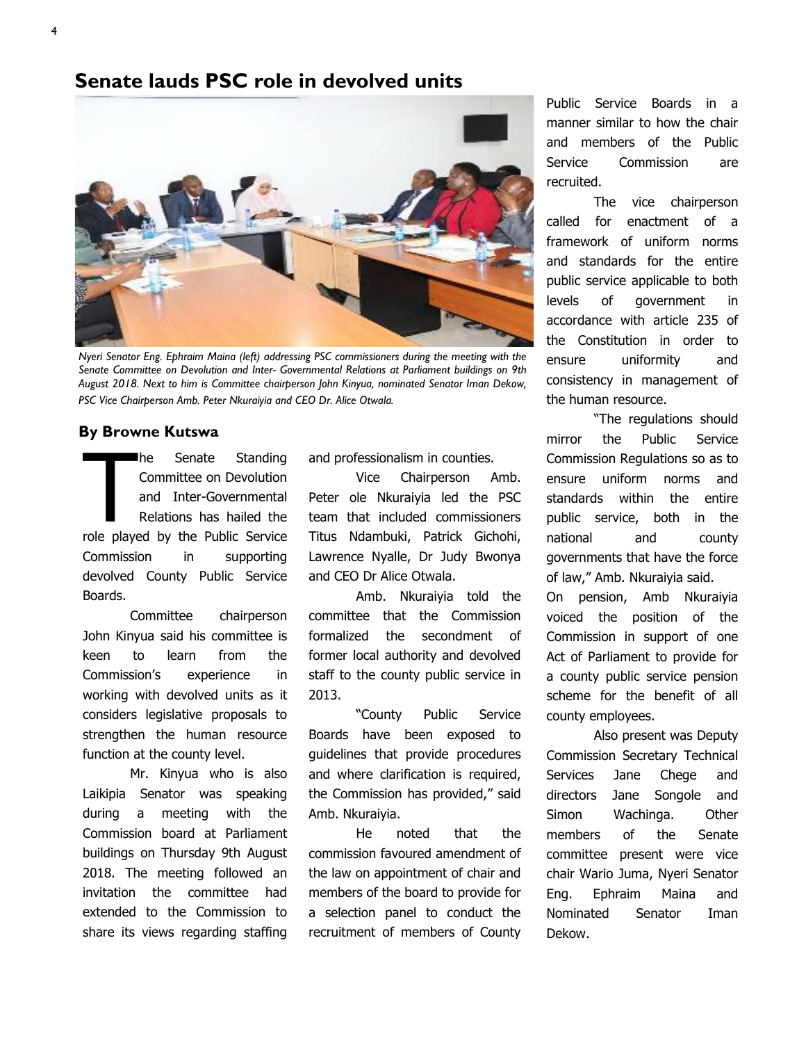# Senate lauds PSC role in devolved units

*Nyeri Senator Eng. Ephraim Maina (left) addressing PSC commissioners during the meeting with the Senate Committee on Devolution and Inter- Governmental Relations at Parliament buildings on 9th August 2018. Next to him is Committee chairperson John Kinyua, nominated Senator Iman Dekow, PSC Vice Chairperson Amb. Peter Nkuraiyia and CEO Dr. Alice Otwala.*

**By Browne Kutswa**

The Senate Standing Committee on Devolution and Inter-Governmental Relations has hailed the role played by the Public Service Commission in supporting devolved County Public Service Boards.

Committee chairperson John Kinyua said his committee is keen to learn from the Commission's experience in working with devolved units as it considers legislative proposals to strengthen the human resource function at the county level.

Mr. Kinyua who is also Laikipia Senator was speaking during a meeting with the Commission board at Parliament buildings on Thursday 9th August 2018. The meeting followed an invitation the committee had extended to the Commission to share its views regarding staffing and professionalism in counties.

Vice Chairperson Amb. Peter ole Nkuraiyia led the PSC team that included commissioners Titus Ndambuki, Patrick Gichohi, Lawrence Nyalle, Dr Judy Bwonya and CEO Dr Alice Otwala.

Amb. Nkuraiyia told the committee that the Commission formalized the secondment of former local authority and devolved staff to the county public service in 2013.

"County Public Service Boards have been exposed to guidelines that provide procedures and where clarification is required, the Commission has provided," said Amb. Nkuraiyia.

He noted that the commission favoured amendment of the law on appointment of chair and members of the board to provide for a selection panel to conduct the recruitment of members of County Public Service Boards in a manner similar to how the chair and members of the Public Service Commission are recruited.

The vice chairperson called for enactment of a framework of uniform norms and standards for the entire public service applicable to both levels of government in accordance with article 235 of the Constitution in order to ensure uniformity and consistency in management of the human resource.

"The regulations should mirror the Public Service Commission Regulations so as to ensure uniform norms and standards within the entire public service, both in the national and county governments that have the force of law," Amb. Nkuraiyia said.

On pension, Amb Nkuraiyia voiced the position of the Commission in support of one Act of Parliament to provide for a county public service pension scheme for the benefit of all county employees.

Also present was Deputy Commission Secretary Technical Services Jane Chege and directors Jane Songole and Simon Wachinga. Other members of the Senate committee present were vice chair Wario Juma, Nyeri Senator Eng. Ephraim Maina and Nominated Senator Iman Dekow.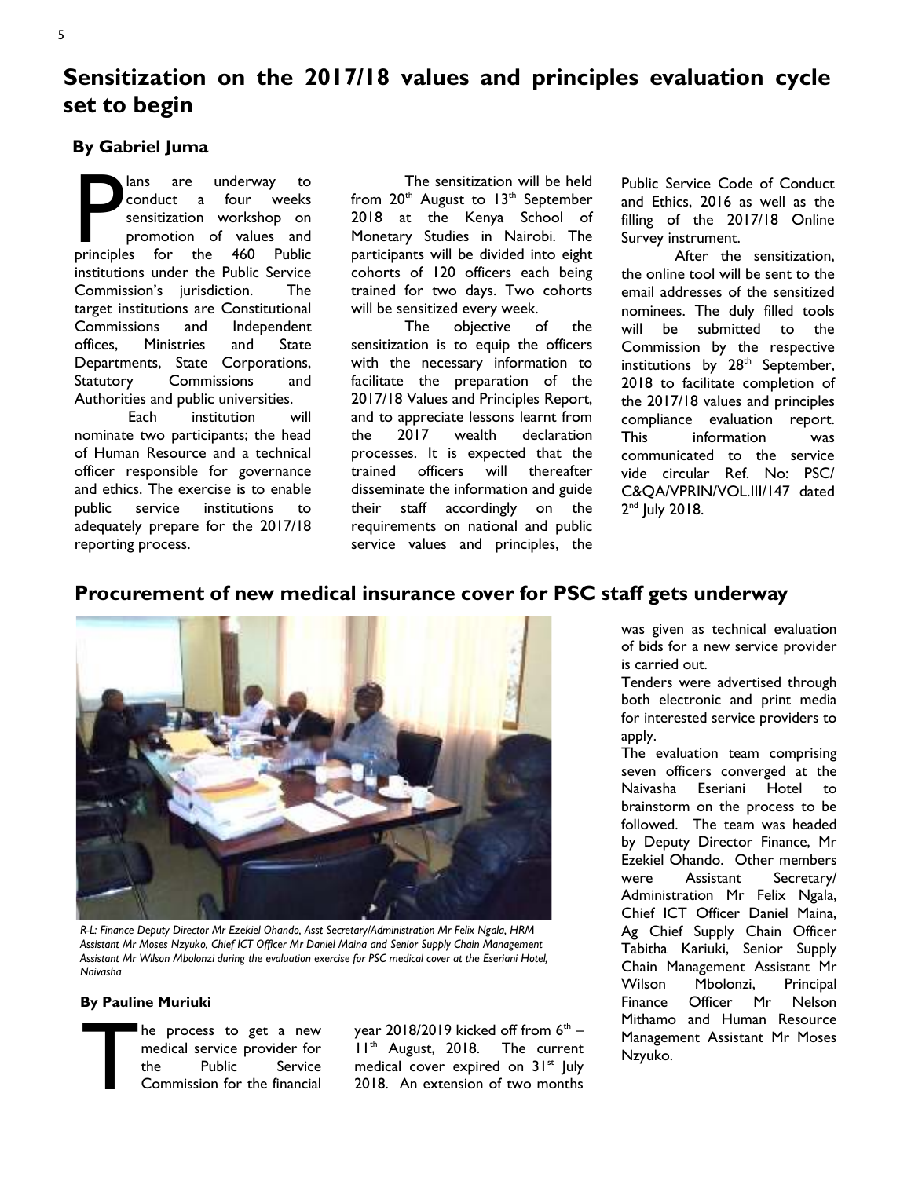## Sensitization on the 2017/18 values and principles evaluation cycle set to begin

**By Gabriel Juma**

Plans are underway to conduct a four weeks sensitization workshop on promotion of values and principles for the 460 Public institutions under the Public Service Commission's jurisdiction. The target institutions are Constitutional Commissions and Independent offices, Ministries and State Departments, State Corporations, Statutory Commissions and Authorities and public universities.

Each institution will nominate two participants; the head of Human Resource and a technical officer responsible for governance and ethics. The exercise is to enable public service institutions to adequately prepare for the 2017/18 reporting process.

The sensitization will be held from 20th August to 13th September 2018 at the Kenya School of Monetary Studies in Nairobi. The participants will be divided into eight cohorts of 120 officers each being trained for two days. Two cohorts will be sensitized every week.

The objective of the sensitization is to equip the officers with the necessary information to facilitate the preparation of the 2017/18 Values and Principles Report, and to appreciate lessons learnt from the 2017 wealth declaration processes. It is expected that the trained officers will thereafter disseminate the information and guide their staff accordingly on the requirements on national and public service values and principles, the Public Service Code of Conduct and Ethics, 2016 as well as the filling of the 2017/18 Online Survey instrument.

After the sensitization, the online tool will be sent to the email addresses of the sensitized nominees. The duly filled tools will be submitted to the Commission by the respective institutions by 28th September, 2018 to facilitate completion of the 2017/18 values and principles compliance evaluation report. This information was communicated to the service vide circular Ref. No: PSC/ C&QA/VPRIN/VOL.III/147 dated 2nd July 2018.

## Procurement of new medical insurance cover for PSC staff gets underway

*R-L: Finance Deputy Director Mr Ezekiel Ohando, Asst Secretary/Administration Mr Felix Ngala, HRM Assistant Mr Moses Nzyuko, Chief ICT Officer Mr Daniel Maina and Senior Supply Chain Management Assistant Mr Wilson Mbolonzi during the evaluation exercise for PSC medical cover at the Eseriani Hotel, Naivasha*

**By Pauline Muriuki**

The process to get a new medical service provider for the Public Service Commission for the financial year 2018/2019 kicked off from 6th – 11th August, 2018. The current medical cover expired on 31st July 2018. An extension of two months was given as technical evaluation of bids for a new service provider is carried out.

Tenders were advertised through both electronic and print media for interested service providers to apply.

The evaluation team comprising seven officers converged at the Naivasha Eseriani Hotel to brainstorm on the process to be followed. The team was headed by Deputy Director Finance, Mr Ezekiel Ohando. Other members were Assistant Secretary/ Administration Mr Felix Ngala, Chief ICT Officer Daniel Maina, Ag Chief Supply Chain Officer Tabitha Kariuki, Senior Supply Chain Management Assistant Mr Wilson Mbolonzi, Principal Finance Officer Mr Nelson Mithamo and Human Resource Management Assistant Mr Moses Nzyuko.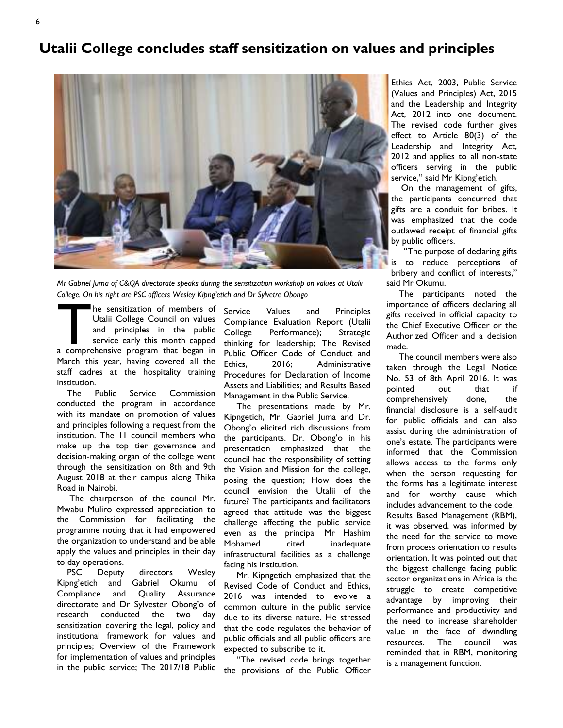# Utalii College concludes staff sensitization on values and principles

*Mr Gabriel Juma of C&QA directorate speaks during the sensitization workshop on values at Utalii College. On his right are PSC officers Wesley Kipng'etich and Dr Sylvetre Obongo*

The sensitization of members of Utalii College Council on values and principles in the public service early this month capped a comprehensive program that began in March this year, having covered all the staff cadres at the hospitality training institution.

The Public Service Commission conducted the program in accordance with its mandate on promotion of values and principles following a request from the institution. The 11 council members who make up the top tier governance and decision-making organ of the college went through the sensitization on 8th and 9th August 2018 at their campus along Thika Road in Nairobi.

The chairperson of the council Mr. Mwabu Muliro expressed appreciation to the Commission for facilitating the programme noting that it had empowered the organization to understand and be able apply the values and principles in their day to day operations.

PSC Deputy directors Wesley Kipng'etich and Gabriel Okumu of Compliance and Quality Assurance directorate and Dr Sylvester Obong'o of research conducted the two day sensitization covering the legal, policy and institutional framework for values and principles; Overview of the Framework for implementation of values and principles in the public service; The 2017/18 Public Service Values and Principles Compliance Evaluation Report (Utalii College Performance); Strategic thinking for leadership; The Revised Public Officer Code of Conduct and Ethics, 2016; Administrative Procedures for Declaration of Income Assets and Liabilities; and Results Based Management in the Public Service.

The presentations made by Mr. Kipngetich, Mr. Gabriel Juma and Dr. Obong'o elicited rich discussions from the participants. Dr. Obong'o in his presentation emphasized that the council had the responsibility of setting the Vision and Mission for the college, posing the question; How does the council envision the Utalii of the future? The participants and facilitators agreed that attitude was the biggest challenge affecting the public service even as the principal Mr Hashim Mohamed cited inadequate infrastructural facilities as a challenge facing his institution.

Mr. Kipngetich emphasized that the Revised Code of Conduct and Ethics, 2016 was intended to evolve a common culture in the public service due to its diverse nature. He stressed that the code regulates the behavior of public officials and all public officers are expected to subscribe to it.

"The revised code brings together the provisions of the Public Officer Ethics Act, 2003, Public Service (Values and Principles) Act, 2015 and the Leadership and Integrity Act, 2012 into one document. The revised code further gives effect to Article 80(3) of the Leadership and Integrity Act, 2012 and applies to all non-state officers serving in the public service," said Mr Kipng'etich.

On the management of gifts, the participants concurred that gifts are a conduit for bribes. It was emphasized that the code outlawed receipt of financial gifts by public officers.

"The purpose of declaring gifts is to reduce perceptions of bribery and conflict of interests," said Mr Okumu.

The participants noted the importance of officers declaring all gifts received in official capacity to the Chief Executive Officer or the Authorized Officer and a decision made.

The council members were also taken through the Legal Notice No. 53 of 8th April 2016. It was pointed out that if comprehensively done, the financial disclosure is a self-audit for public officials and can also assist during the administration of one's estate. The participants were informed that the Commission allows access to the forms only when the person requesting for the forms has a legitimate interest and for worthy cause which includes advancement to the code.

Results Based Management (RBM), it was observed, was informed by the need for the service to move from process orientation to results orientation. It was pointed out that the biggest challenge facing public sector organizations in Africa is the struggle to create competitive advantage by improving their performance and productivity and the need to increase shareholder value in the face of dwindling resources. The council was reminded that in RBM, monitoring is a management function.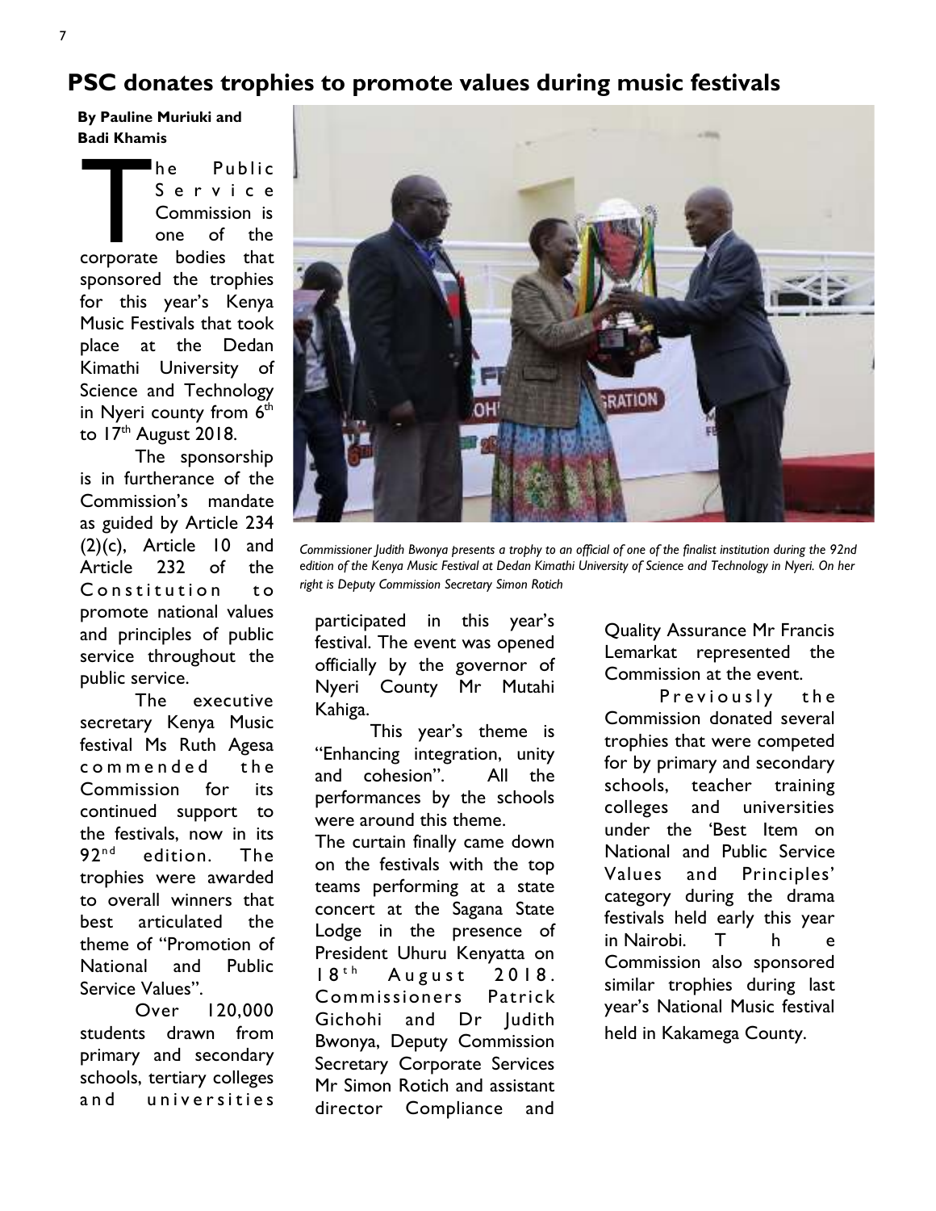# PSC donates trophies to promote values during music festivals

**By Pauline Muriuki and Badi Khamis**

The Public Service Commission is one of the corporate bodies that sponsored the trophies for this year's Kenya Music Festivals that took place at the Dedan Kimathi University of Science and Technology in Nyeri county from 6th to 17th August 2018.

The sponsorship is in furtherance of the Commission's mandate as guided by Article 234 (2)(c), Article 10 and Article 232 of the Constitution to promote national values and principles of public service throughout the public service.

The executive secretary Kenya Music festival Ms Ruth Agesa commended the Commission for its continued support to the festivals, now in its 92nd edition. The trophies were awarded to overall winners that best articulated the theme of "Promotion of National and Public Service Values".

Over 120,000 students drawn from primary and secondary schools, tertiary colleges and universities participated in this year's festival. The event was opened officially by the governor of Nyeri County Mr Mutahi Kahiga.

This year's theme is "Enhancing integration, unity and cohesion". All the performances by the schools were around this theme.

The curtain finally came down on the festivals with the top teams performing at a state concert at the Sagana State Lodge in the presence of President Uhuru Kenyatta on 18th August 2018. Commissioners Patrick Gichohi and Dr Judith Bwonya, Deputy Commission Secretary Corporate Services Mr Simon Rotich and assistant director Compliance and Quality Assurance Mr Francis Lemarkat represented the Commission at the event.

Previously the Commission donated several trophies that were competed for by primary and secondary schools, teacher training colleges and universities under the 'Best Item on National and Public Service Values and Principles' category during the drama festivals held early this year in Nairobi. The Commission also sponsored similar trophies during last year's National Music festival held in Kakamega County.

*Commissioner Judith Bwonya presents a trophy to an official of one of the finalist institution during the 92nd edition of the Kenya Music Festival at Dedan Kimathi University of Science and Technology in Nyeri. On her right is Deputy Commission Secretary Simon Rotich*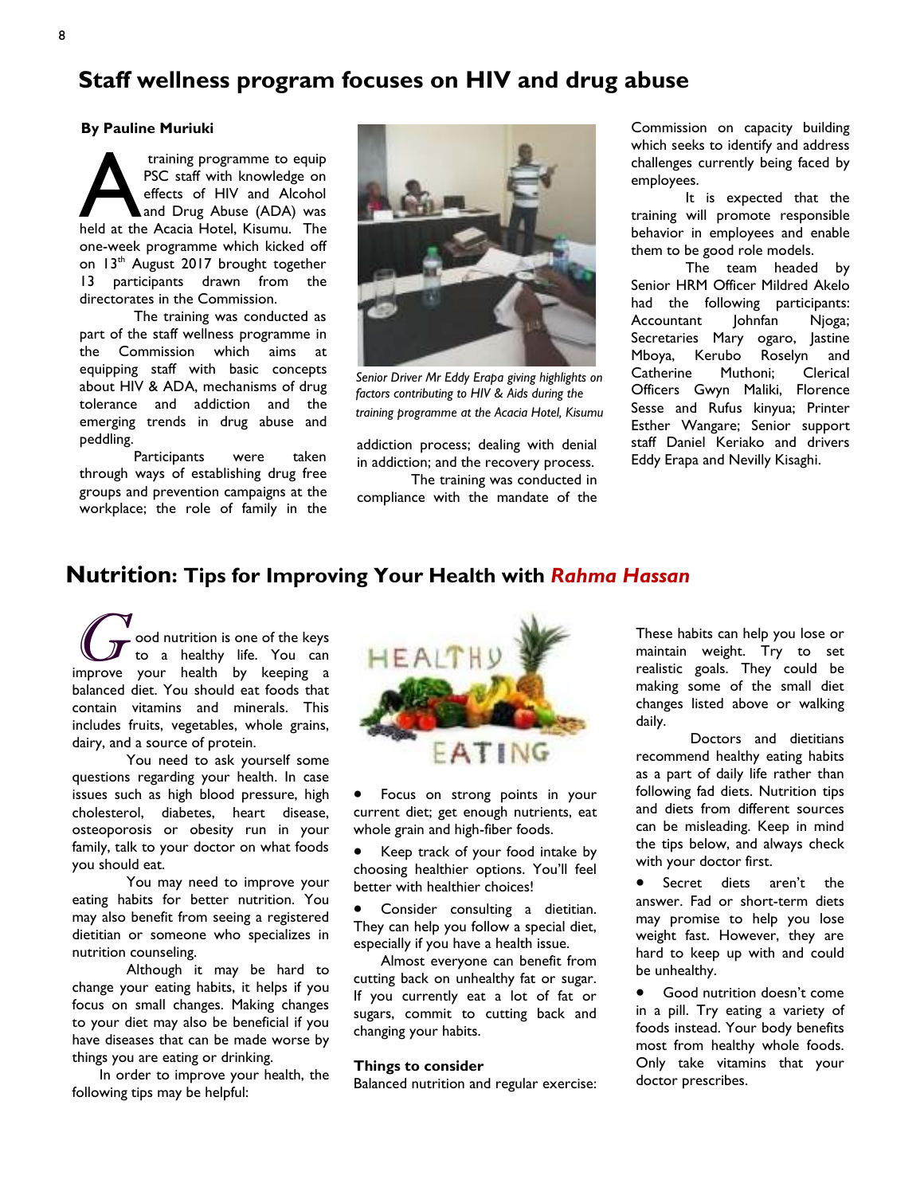# Staff wellness program focuses on HIV and drug abuse

**By Pauline Muriuki**

A training programme to equip PSC staff with knowledge on effects of HIV and Alcohol and Drug Abuse (ADA) was held at the Acacia Hotel, Kisumu. The one-week programme which kicked off on 13th August 2017 brought together 13 participants drawn from the directorates in the Commission.

The training was conducted as part of the staff wellness programme in the Commission which aims at equipping staff with basic concepts about HIV & ADA, mechanisms of drug tolerance and addiction and the emerging trends in drug abuse and peddling.

Participants were taken through ways of establishing drug free groups and prevention campaigns at the workplace; the role of family in the addiction process; dealing with denial in addiction; and the recovery process.

*Senior Driver Mr Eddy Erapa giving highlights on factors contributing to HIV & Aids during the training programme at the Acacia Hotel, Kisumu*

The training was conducted in compliance with the mandate of the Commission on capacity building which seeks to identify and address challenges currently being faced by employees.

It is expected that the training will promote responsible behavior in employees and enable them to be good role models.

The team headed by Senior HRM Officer Mildred Akelo had the following participants: Accountant Johnfan Njoga; Secretaries Mary ogaro, Jastine Mboya, Kerubo Roselyn and Catherine Muthoni; Clerical Officers Gwyn Maliki, Florence Sesse and Rufus kinyua; Printer Esther Wangare; Senior support staff Daniel Keriako and drivers Eddy Erapa and Nevilly Kisaghi.

# Nutrition: Tips for Improving Your Health with *Rahma Hassan*

Good nutrition is one of the keys to a healthy life. You can improve your health by keeping a balanced diet. You should eat foods that contain vitamins and minerals. This includes fruits, vegetables, whole grains, dairy, and a source of protein.

You need to ask yourself some questions regarding your health. In case issues such as high blood pressure, high cholesterol, diabetes, heart disease, osteoporosis or obesity run in your family, talk to your doctor on what foods you should eat.

You may need to improve your eating habits for better nutrition. You may also benefit from seeing a registered dietitian or someone who specializes in nutrition counseling.

Although it may be hard to change your eating habits, it helps if you focus on small changes. Making changes to your diet may also be beneficial if you have diseases that can be made worse by things you are eating or drinking.

In order to improve your health, the following tips may be helpful:

- Focus on strong points in your current diet; get enough nutrients, eat whole grain and high-fiber foods.
- Keep track of your food intake by choosing healthier options. You'll feel better with healthier choices!
- Consider consulting a dietitian. They can help you follow a special diet, especially if you have a health issue.

Almost everyone can benefit from cutting back on unhealthy fat or sugar. If you currently eat a lot of fat or sugars, commit to cutting back and changing your habits.

**Things to consider**

Balanced nutrition and regular exercise: These habits can help you lose or maintain weight. Try to set realistic goals. They could be making some of the small diet changes listed above or walking daily.

Doctors and dietitians recommend healthy eating habits as a part of daily life rather than following fad diets. Nutrition tips and diets from different sources can be misleading. Keep in mind the tips below, and always check with your doctor first.

- Secret diets aren't the answer. Fad or short-term diets may promise to help you lose weight fast. However, they are hard to keep up with and could be unhealthy.
- Good nutrition doesn't come in a pill. Try eating a variety of foods instead. Your body benefits most from healthy whole foods. Only take vitamins that your doctor prescribes.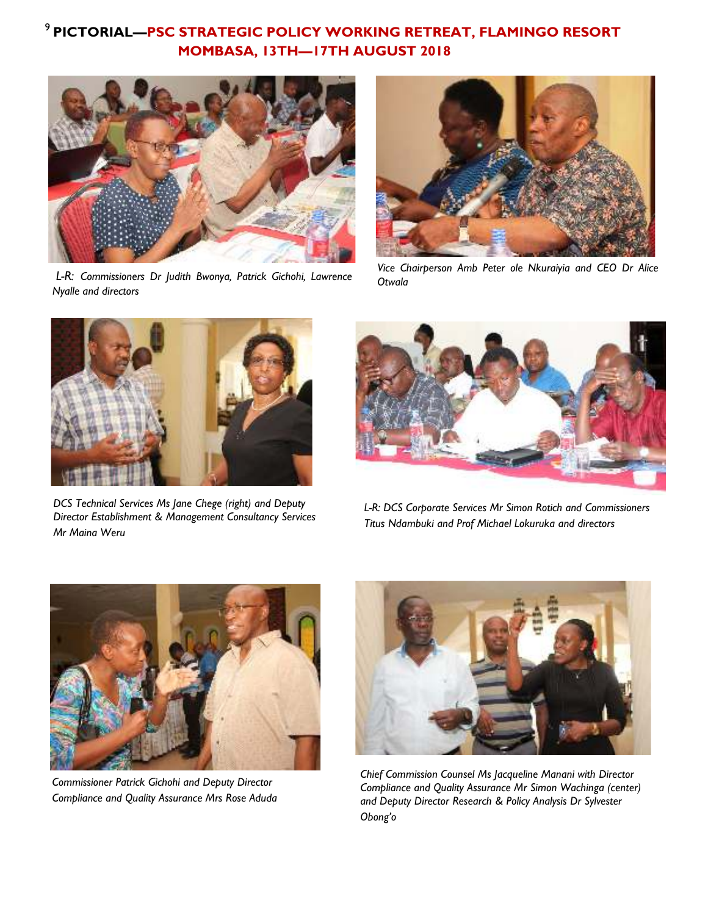# PICTORIAL—PSC STRATEGIC POLICY WORKING RETREAT, FLAMINGO RESORT MOMBASA, 13TH—17TH AUGUST 2018

*L-R: Commissioners Dr Judith Bwonya, Patrick Gichohi, Lawrence Nyalle and directors*

*Vice Chairperson Amb Peter ole Nkuraiyia and CEO Dr Alice Otwala*

*DCS Technical Services Ms Jane Chege (right) and Deputy Director Establishment & Management Consultancy Services Mr Maina Weru*

*L-R: DCS Corporate Services Mr Simon Rotich and Commissioners Titus Ndambuki and Prof Michael Lokuruka and directors*

*Commissioner Patrick Gichohi and Deputy Director Compliance and Quality Assurance Mrs Rose Aduda*

*Chief Commission Counsel Ms Jacqueline Manani with Director Compliance and Quality Assurance Mr Simon Wachinga (center) and Deputy Director Research & Policy Analysis Dr Sylvester Obong'o*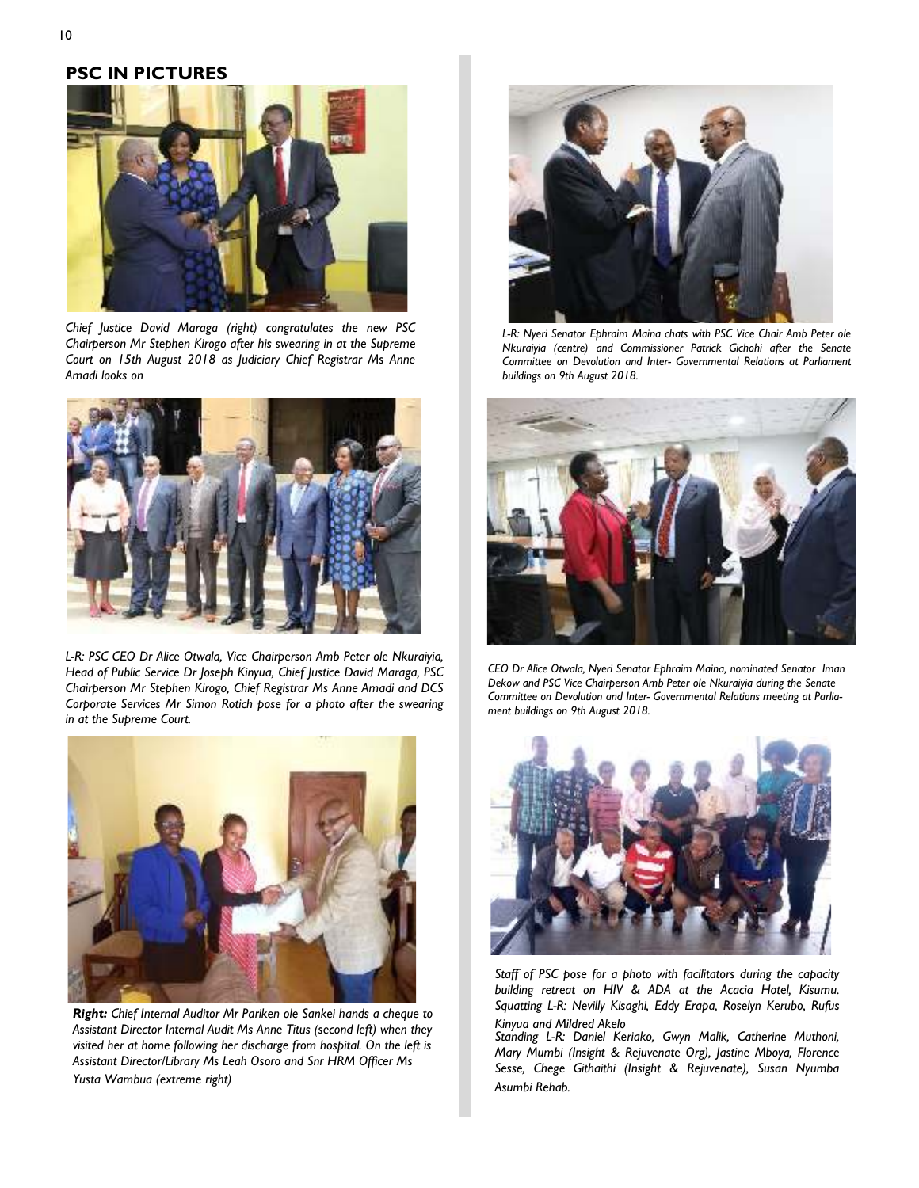## PSC IN PICTURES

*Chief Justice David Maraga (right) congratulates the new PSC Chairperson Mr Stephen Kirogo after his swearing in at the Supreme Court on 15th August 2018 as Judiciary Chief Registrar Ms Anne Amadi looks on*

*L-R: PSC CEO Dr Alice Otwala, Vice Chairperson Amb Peter ole Nkuraiyia, Head of Public Service Dr Joseph Kinyua, Chief Justice David Maraga, PSC Chairperson Mr Stephen Kirogo, Chief Registrar Ms Anne Amadi and DCS Corporate Services Mr Simon Rotich pose for a photo after the swearing in at the Supreme Court.*

***Right:** Chief Internal Auditor Mr Pariken ole Sankei hands a cheque to Assistant Director Internal Audit Ms Anne Titus (second left) when they visited her at home following her discharge from hospital. On the left is Assistant Director/Library Ms Leah Osoro and Snr HRM Officer Ms Yusta Wambua (extreme right)*

*L-R: Nyeri Senator Ephraim Maina chats with PSC Vice Chair Amb Peter ole Nkuraiyia (centre) and Commissioner Patrick Gichohi after the Senate Committee on Devolution and Inter- Governmental Relations at Parliament buildings on 9th August 2018.*

*CEO Dr Alice Otwala, Nyeri Senator Ephraim Maina, nominated Senator Iman Dekow and PSC Vice Chairperson Amb Peter ole Nkuraiyia during the Senate Committee on Devolution and Inter- Governmental Relations meeting at Parliament buildings on 9th August 2018.*

*Staff of PSC pose for a photo with facilitators during the capacity building retreat on HIV & ADA at the Acacia Hotel, Kisumu. Squatting L-R: Nevilly Kisaghi, Eddy Erapa, Roselyn Kerubo, Rufus Kinyua and Mildred Akelo*
*Standing L-R: Daniel Keriako, Gwyn Malik, Catherine Muthoni, Mary Mumbi (Insight & Rejuvenate Org), Jastine Mboya, Florence Sesse, Chege Githaithi (Insight & Rejuvenate), Susan Nyumba Asumbi Rehab.*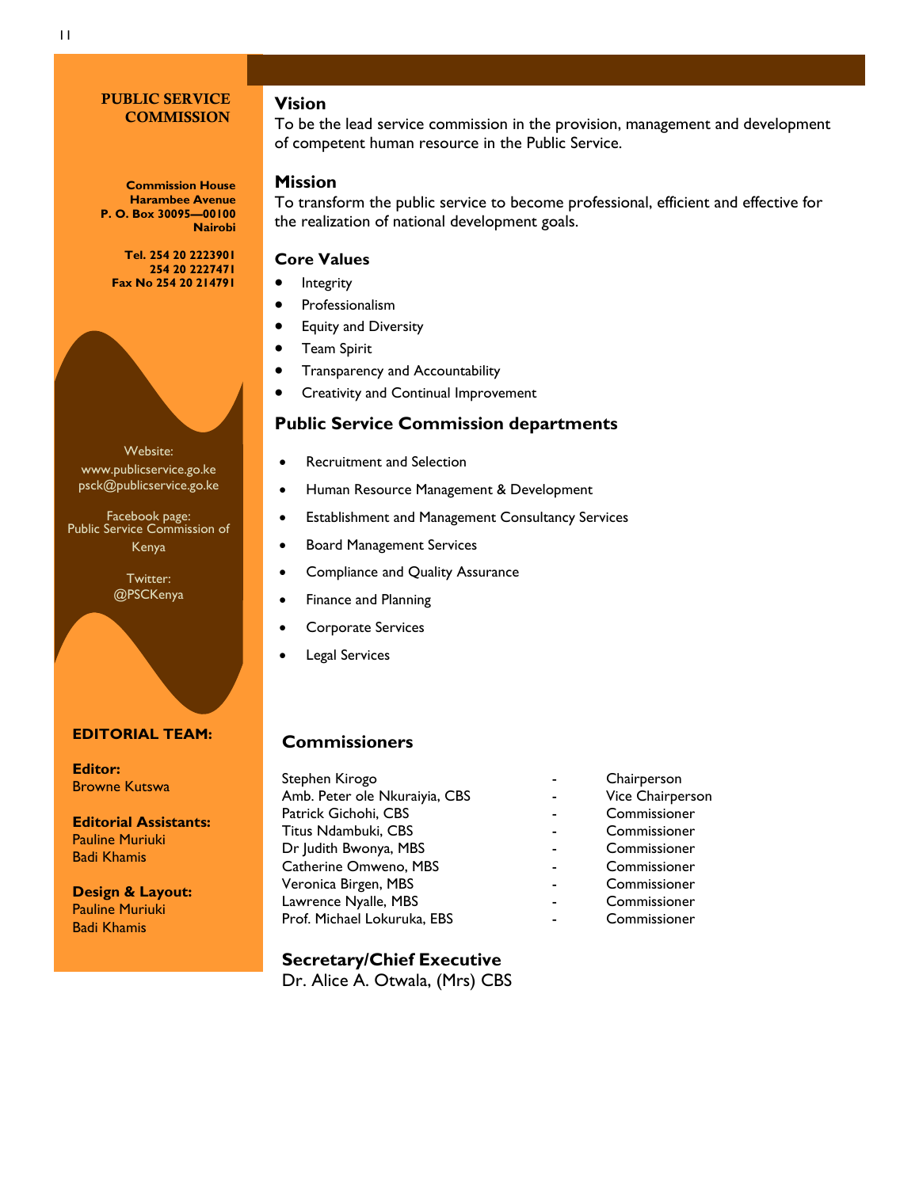**PUBLIC SERVICE COMMISSION**

**Commission House**
**Harambee Avenue**
**P. O. Box 30095—00100**
**Nairobi**

**Tel. 254 20 2223901**
**254 20 2227471**
**Fax No 254 20 214791**

Website:
www.publicservice.go.ke
psck@publicservice.go.ke

Facebook page:
Public Service Commission of Kenya

Twitter:
@PSCKenya

**EDITORIAL TEAM:**

**Editor:**
Browne Kutswa

**Editorial Assistants:**
Pauline Muriuki
Badi Khamis

**Design & Layout:**
Pauline Muriuki
Badi Khamis

## Vision

To be the lead service commission in the provision, management and development of competent human resource in the Public Service.

## Mission

To transform the public service to become professional, efficient and effective for the realization of national development goals.

## Core Values

- Integrity
- Professionalism
- Equity and Diversity
- Team Spirit
- Transparency and Accountability
- Creativity and Continual Improvement

## Public Service Commission departments

- Recruitment and Selection
- Human Resource Management & Development
- Establishment and Management Consultancy Services
- Board Management Services
- Compliance and Quality Assurance
- Finance and Planning
- Corporate Services
- Legal Services

## Commissioners

| | | |
|---|---|---|
| Stephen Kirogo | - | Chairperson |
| Amb. Peter ole Nkuraiyia, CBS | - | Vice Chairperson |
| Patrick Gichohi, CBS | - | Commissioner |
| Titus Ndambuki, CBS | - | Commissioner |
| Dr Judith Bwonya, MBS | - | Commissioner |
| Catherine Omweno, MBS | - | Commissioner |
| Veronica Birgen, MBS | - | Commissioner |
| Lawrence Nyalle, MBS | - | Commissioner |
| Prof. Michael Lokuruka, EBS | - | Commissioner |

## Secretary/Chief Executive

Dr. Alice A. Otwala, (Mrs) CBS